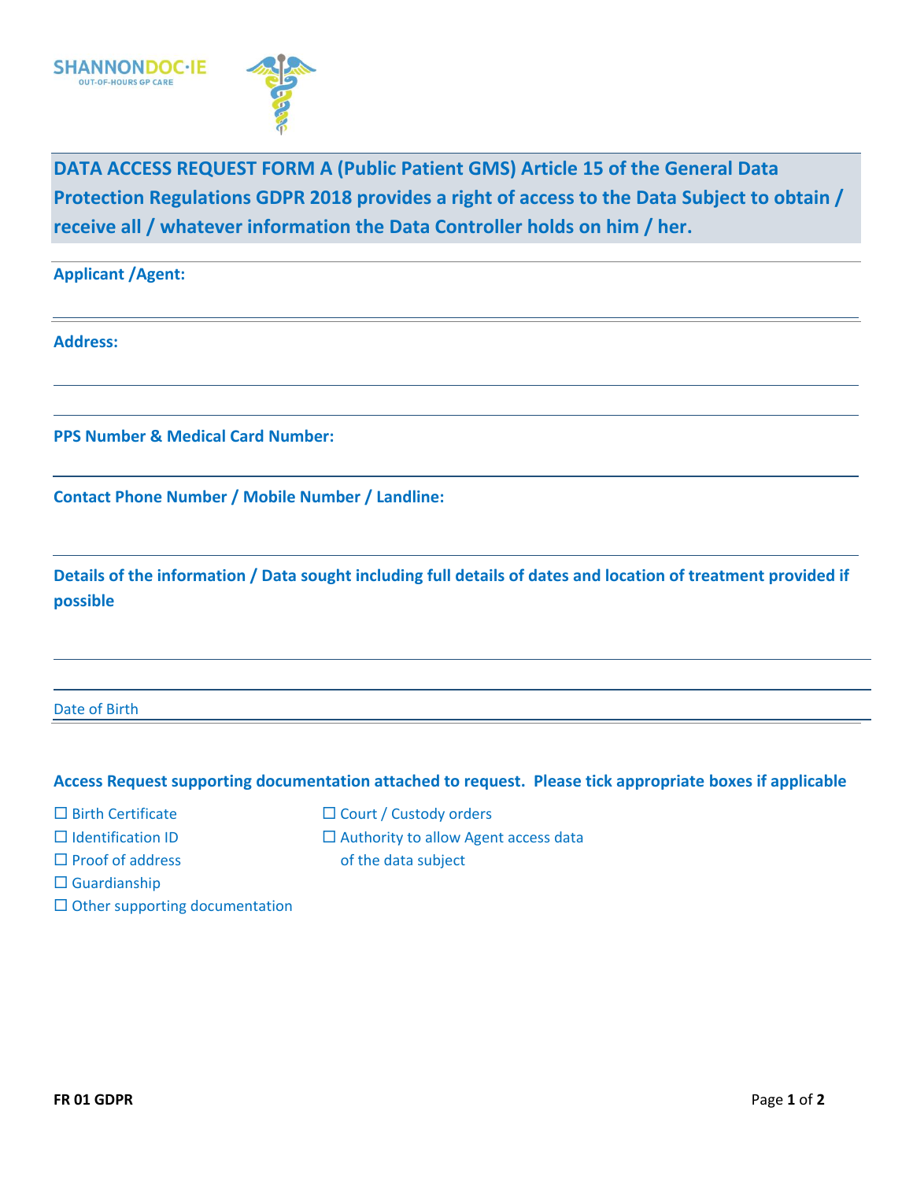SHANNONDOC·IE
OUT-OF-HOURS GP CARE

## DATA ACCESS REQUEST FORM A (Public Patient GMS) Article 15 of the General Data Protection Regulations GDPR 2018 provides a right of access to the Data Subject to obtain / receive all / whatever information the Data Controller holds on him / her.

**Applicant /Agent:**

**Address:**

**PPS Number & Medical Card Number:**

**Contact Phone Number / Mobile Number / Landline:**

**Details of the information / Data sought including full details of dates and location of treatment provided if possible**

Date of Birth

**Access Request supporting documentation attached to request. Please tick appropriate boxes if applicable**

☐ Birth Certificate
☐ Identification ID
☐ Proof of address
☐ Guardianship
☐ Other supporting documentation
☐ Court / Custody orders
☐ Authority to allow Agent access data of the data subject

**FR 01 GDPR**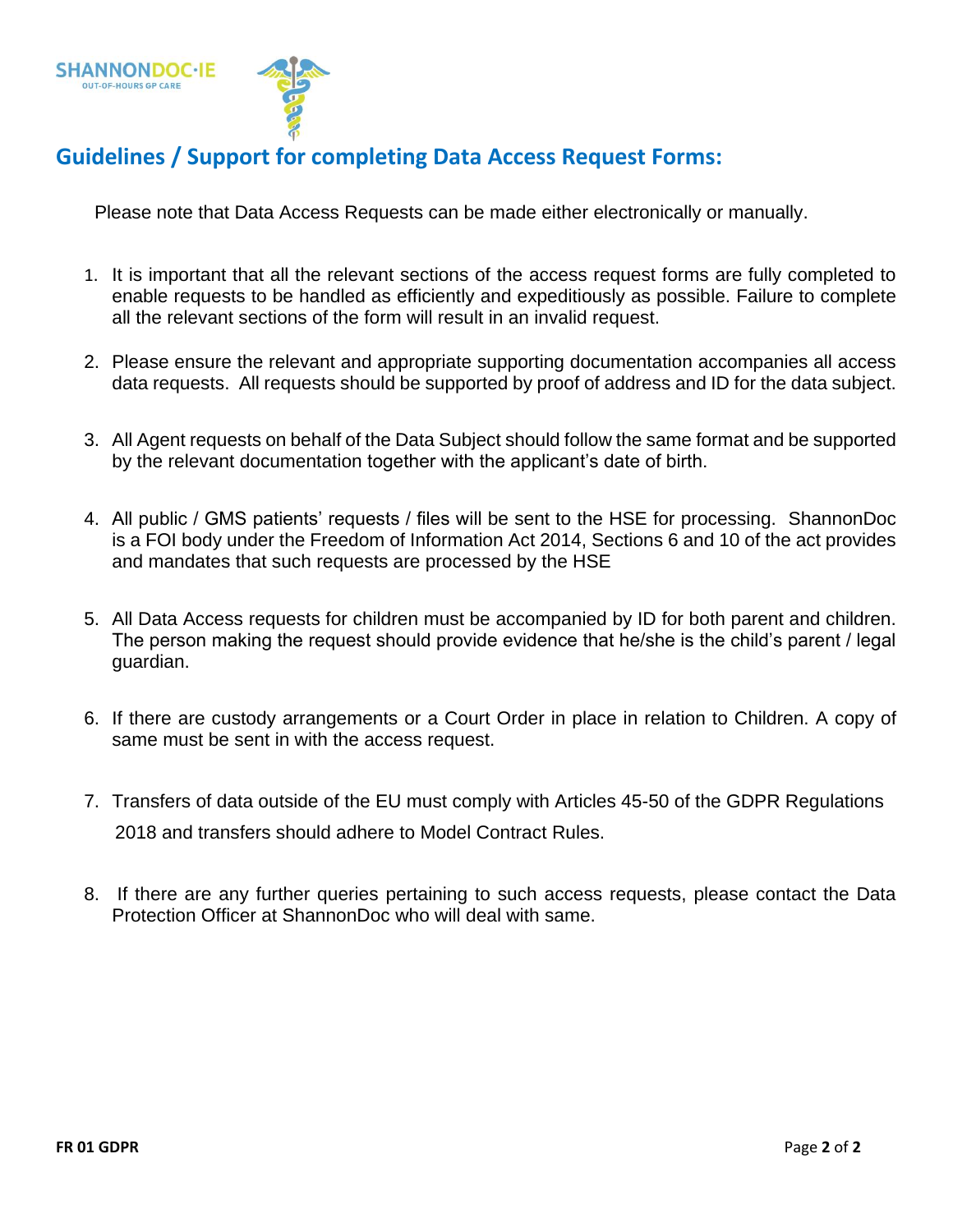SHANNONDOC·IE
OUT-OF-HOURS GP CARE

## Guidelines / Support for completing Data Access Request Forms:

Please note that Data Access Requests can be made either electronically or manually.

1. It is important that all the relevant sections of the access request forms are fully completed to enable requests to be handled as efficiently and expeditiously as possible. Failure to complete all the relevant sections of the form will result in an invalid request.

2. Please ensure the relevant and appropriate supporting documentation accompanies all access data requests. All requests should be supported by proof of address and ID for the data subject.

3. All Agent requests on behalf of the Data Subject should follow the same format and be supported by the relevant documentation together with the applicant's date of birth.

4. All public / GMS patients' requests / files will be sent to the HSE for processing. ShannonDoc is a FOI body under the Freedom of Information Act 2014, Sections 6 and 10 of the act provides and mandates that such requests are processed by the HSE

5. All Data Access requests for children must be accompanied by ID for both parent and children. The person making the request should provide evidence that he/she is the child's parent / legal guardian.

6. If there are custody arrangements or a Court Order in place in relation to Children. A copy of same must be sent in with the access request.

7. Transfers of data outside of the EU must comply with Articles 45-50 of the GDPR Regulations 2018 and transfers should adhere to Model Contract Rules.

8. If there are any further queries pertaining to such access requests, please contact the Data Protection Officer at ShannonDoc who will deal with same.

FR 01 GDPR